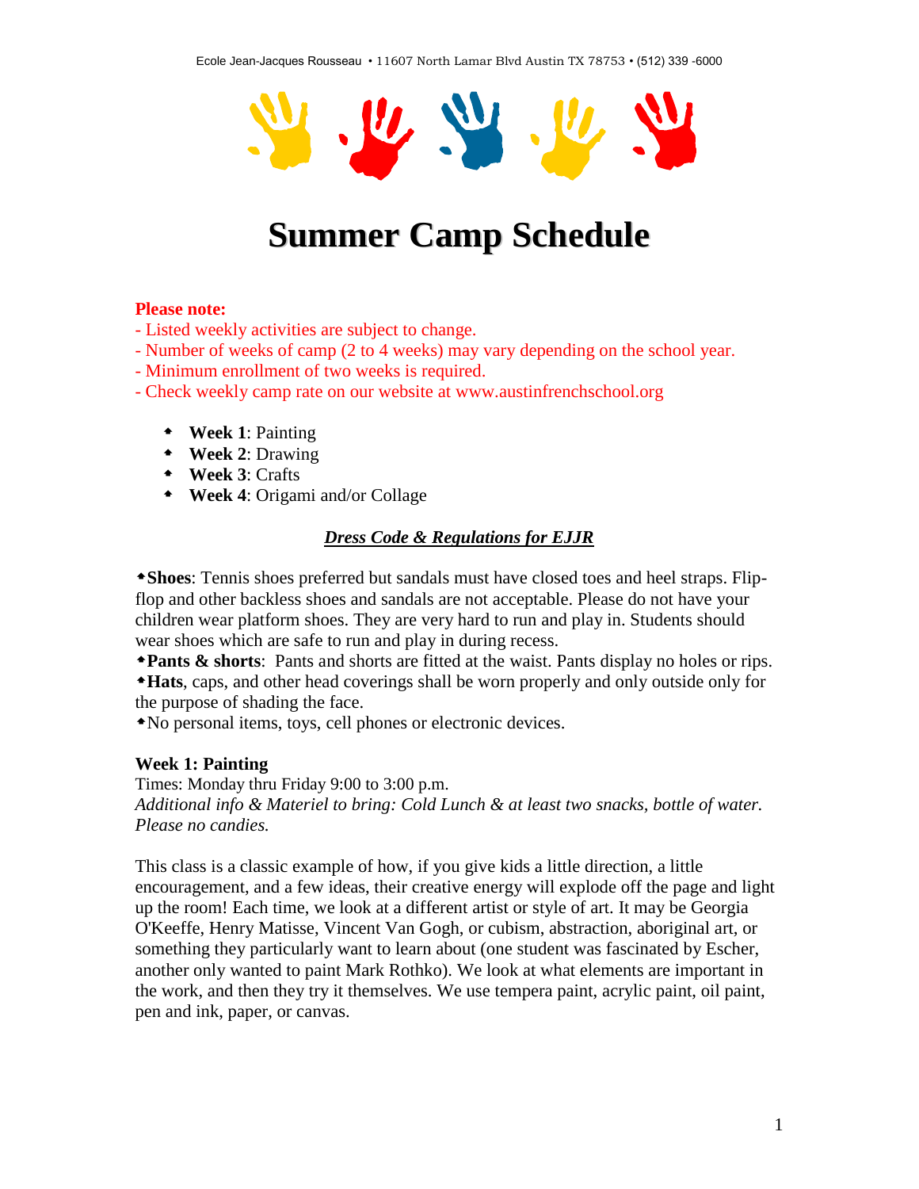Ecole Jean-Jacques Rousseau • 11607 North Lamar Blvd Austin TX 78753 • (512) 339 -6000

# Summer Camp Schedule

**Please note:**

- Listed weekly activities are subject to change.
- Number of weeks of camp (2 to 4 weeks) may vary depending on the school year.
- Minimum enrollment of two weeks is required.
- Check weekly camp rate on our website at www.austinfrenchschool.org

- **Week 1**: Painting
- **Week 2**: Drawing
- **Week 3**: Crafts
- **Week 4**: Origami and/or Collage

## ***Dress Code & Regulations for EJJR***

- **Shoes**: Tennis shoes preferred but sandals must have closed toes and heel straps. Flip-flop and other backless shoes and sandals are not acceptable. Please do not have your children wear platform shoes. They are very hard to run and play in. Students should wear shoes which are safe to run and play in during recess.
- **Pants & shorts**: Pants and shorts are fitted at the waist. Pants display no holes or rips.
- **Hats**, caps, and other head coverings shall be worn properly and only outside only for the purpose of shading the face.
- No personal items, toys, cell phones or electronic devices.

### Week 1: Painting

Times: Monday thru Friday 9:00 to 3:00 p.m.
*Additional info & Materiel to bring: Cold Lunch & at least two snacks, bottle of water. Please no candies.*

This class is a classic example of how, if you give kids a little direction, a little encouragement, and a few ideas, their creative energy will explode off the page and light up the room! Each time, we look at a different artist or style of art. It may be Georgia O'Keeffe, Henry Matisse, Vincent Van Gogh, or cubism, abstraction, aboriginal art, or something they particularly want to learn about (one student was fascinated by Escher, another only wanted to paint Mark Rothko). We look at what elements are important in the work, and then they try it themselves. We use tempera paint, acrylic paint, oil paint, pen and ink, paper, or canvas.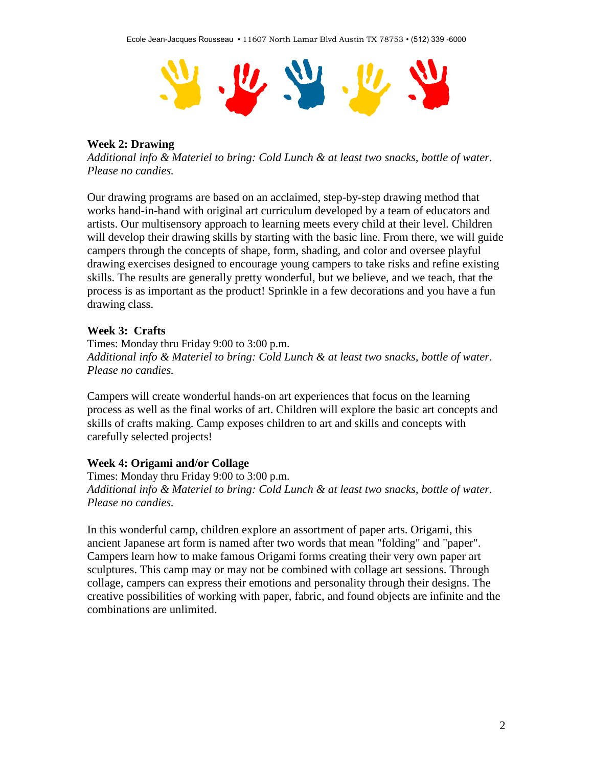**Week 2: Drawing**

*Additional info & Materiel to bring: Cold Lunch & at least two snacks, bottle of water. Please no candies.*

Our drawing programs are based on an acclaimed, step-by-step drawing method that works hand-in-hand with original art curriculum developed by a team of educators and artists. Our multisensory approach to learning meets every child at their level. Children will develop their drawing skills by starting with the basic line. From there, we will guide campers through the concepts of shape, form, shading, and color and oversee playful drawing exercises designed to encourage young campers to take risks and refine existing skills. The results are generally pretty wonderful, but we believe, and we teach, that the process is as important as the product! Sprinkle in a few decorations and you have a fun drawing class.

**Week 3: Crafts**

Times: Monday thru Friday 9:00 to 3:00 p.m.

*Additional info & Materiel to bring: Cold Lunch & at least two snacks, bottle of water. Please no candies.*

Campers will create wonderful hands-on art experiences that focus on the learning process as well as the final works of art. Children will explore the basic art concepts and skills of crafts making. Camp exposes children to art and skills and concepts with carefully selected projects!

**Week 4: Origami and/or Collage**

Times: Monday thru Friday 9:00 to 3:00 p.m.

*Additional info & Materiel to bring: Cold Lunch & at least two snacks, bottle of water. Please no candies.*

In this wonderful camp, children explore an assortment of paper arts. Origami, this ancient Japanese art form is named after two words that mean "folding" and "paper". Campers learn how to make famous Origami forms creating their very own paper art sculptures. This camp may or may not be combined with collage art sessions. Through collage, campers can express their emotions and personality through their designs. The creative possibilities of working with paper, fabric, and found objects are infinite and the combinations are unlimited.